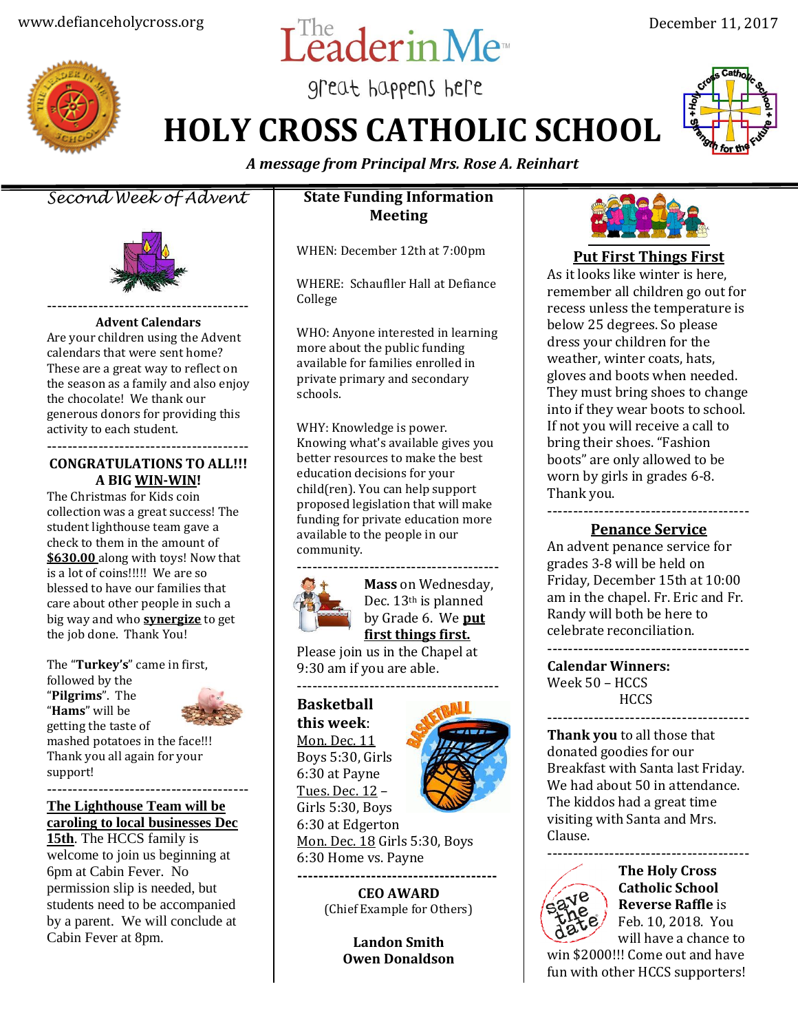www.defianceholycross.org

December 11, 2017

The Leader in Me

great happens here

# HOLY CROSS CATHOLIC SCHOOL

***A message from Principal Mrs. Rose A. Reinhart***

## *Second Week of Advent*

---

**Advent Calendars**

Are your children using the Advent calendars that were sent home? These are a great way to reflect on the season as a family and also enjoy the chocolate! We thank our generous donors for providing this activity to each student.

---

**CONGRATULATIONS TO ALL!!! A BIG WIN-WIN!**

The Christmas for Kids coin collection was a great success! The student lighthouse team gave a check to them in the amount of **$630.00** along with toys! Now that is a lot of coins!!!!! We are so blessed to have our families that care about other people in such a big way and who **synergize** to get the job done. Thank You!

The "**Turkey's**" came in first, followed by the "**Pilgrims**". The "**Hams**" will be getting the taste of mashed potatoes in the face!!! Thank you all again for your support!

---

**The Lighthouse Team will be caroling to local businesses Dec 15th**. The HCCS family is welcome to join us beginning at 6pm at Cabin Fever. No permission slip is needed, but students need to be accompanied by a parent. We will conclude at Cabin Fever at 8pm.

## State Funding Information Meeting

WHEN: December 12th at 7:00pm

WHERE: Schaufler Hall at Defiance College

WHO: Anyone interested in learning more about the public funding available for families enrolled in private primary and secondary schools.

WHY: Knowledge is power. Knowing what's available gives you better resources to make the best education decisions for your child(ren). You can help support proposed legislation that will make funding for private education more available to the people in our community.

---

**Mass** on Wednesday, Dec. 13th is planned by Grade 6. We **put first things first.** Please join us in the Chapel at 9:30 am if you are able.

---

**Basketball this week**:

Mon. Dec. 11
Boys 5:30, Girls 6:30 at Payne

Tues. Dec. 12 – Girls 5:30, Boys 6:30 at Edgerton

Mon. Dec. 18 Girls 5:30, Boys 6:30 Home vs. Payne

---

**CEO AWARD**
(Chief Example for Others)

**Landon Smith**
**Owen Donaldson**

## Put First Things First

As it looks like winter is here, remember all children go out for recess unless the temperature is below 25 degrees. So please dress your children for the weather, winter coats, hats, gloves and boots when needed. They must bring shoes to change into if they wear boots to school. If not you will receive a call to bring their shoes. "Fashion boots" are only allowed to be worn by girls in grades 6-8. Thank you.

---

## Penance Service

An advent penance service for grades 3-8 will be held on Friday, December 15th at 10:00 am in the chapel. Fr. Eric and Fr. Randy will both be here to celebrate reconciliation.

---

**Calendar Winners:**
Week 50 – HCCS
HCCS

---

**Thank you** to all those that donated goodies for our Breakfast with Santa last Friday. We had about 50 in attendance. The kiddos had a great time visiting with Santa and Mrs. Clause.

---

Save the date

**The Holy Cross Catholic School Reverse Raffle** is Feb. 10, 2018. You will have a chance to win $2000!!! Come out and have fun with other HCCS supporters!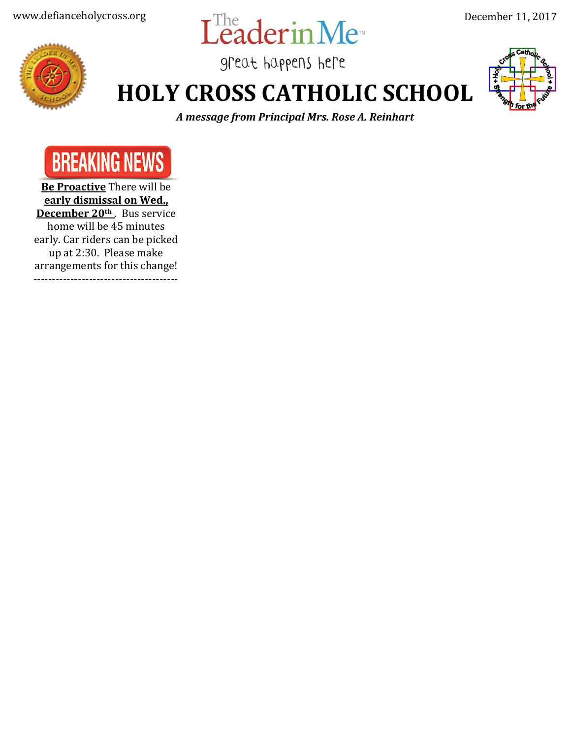www.defianceholycross.org

December 11, 2017

The Leader in Me

great happens here

# HOLY CROSS CATHOLIC SCHOOL

***A message from Principal Mrs. Rose A. Reinhart***

## BREAKING NEWS

**Be Proactive** There will be **early dismissal on Wed., December 20th** . Bus service home will be 45 minutes early. Car riders can be picked up at 2:30. Please make arrangements for this change!

---------------------------------------